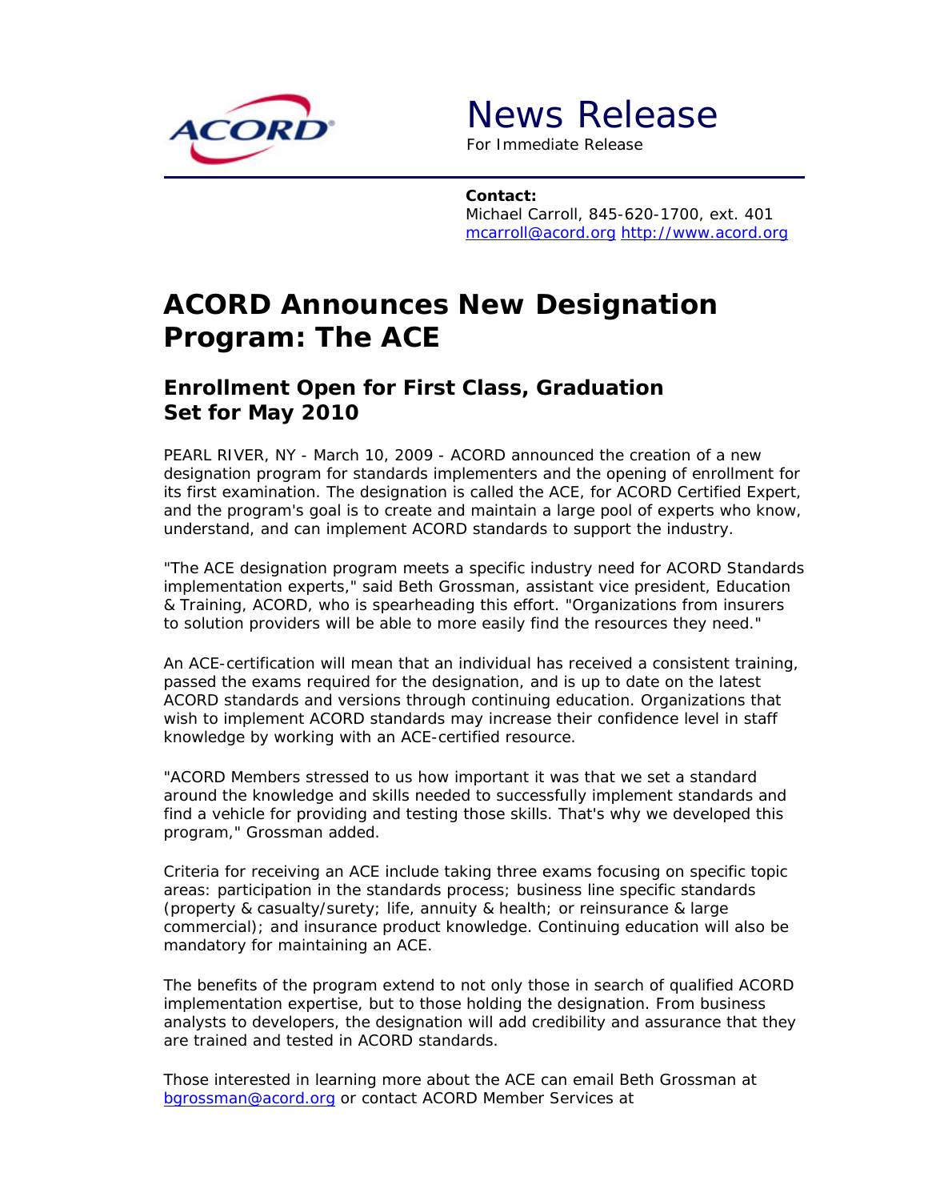# News Release

For Immediate Release

**Contact:**
Michael Carroll, 845-620-1700, ext. 401
mcarroll@acord.org http://www.acord.org

# ACORD Announces New Designation Program: The ACE

## Enrollment Open for First Class, Graduation Set for May 2010

PEARL RIVER, NY - March 10, 2009 - ACORD announced the creation of a new designation program for standards implementers and the opening of enrollment for its first examination. The designation is called the ACE, for ACORD Certified Expert, and the program's goal is to create and maintain a large pool of experts who know, understand, and can implement ACORD standards to support the industry.

"The ACE designation program meets a specific industry need for ACORD Standards implementation experts," said Beth Grossman, assistant vice president, Education & Training, ACORD, who is spearheading this effort. "Organizations from insurers to solution providers will be able to more easily find the resources they need."

An ACE-certification will mean that an individual has received a consistent training, passed the exams required for the designation, and is up to date on the latest ACORD standards and versions through continuing education. Organizations that wish to implement ACORD standards may increase their confidence level in staff knowledge by working with an ACE-certified resource.

"ACORD Members stressed to us how important it was that we set a standard around the knowledge and skills needed to successfully implement standards and find a vehicle for providing and testing those skills. That's why we developed this program," Grossman added.

Criteria for receiving an ACE include taking three exams focusing on specific topic areas: participation in the standards process; business line specific standards (property & casualty/surety; life, annuity & health; or reinsurance & large commercial); and insurance product knowledge. Continuing education will also be mandatory for maintaining an ACE.

The benefits of the program extend to not only those in search of qualified ACORD implementation expertise, but to those holding the designation. From business analysts to developers, the designation will add credibility and assurance that they are trained and tested in ACORD standards.

Those interested in learning more about the ACE can email Beth Grossman at bgrossman@acord.org or contact ACORD Member Services at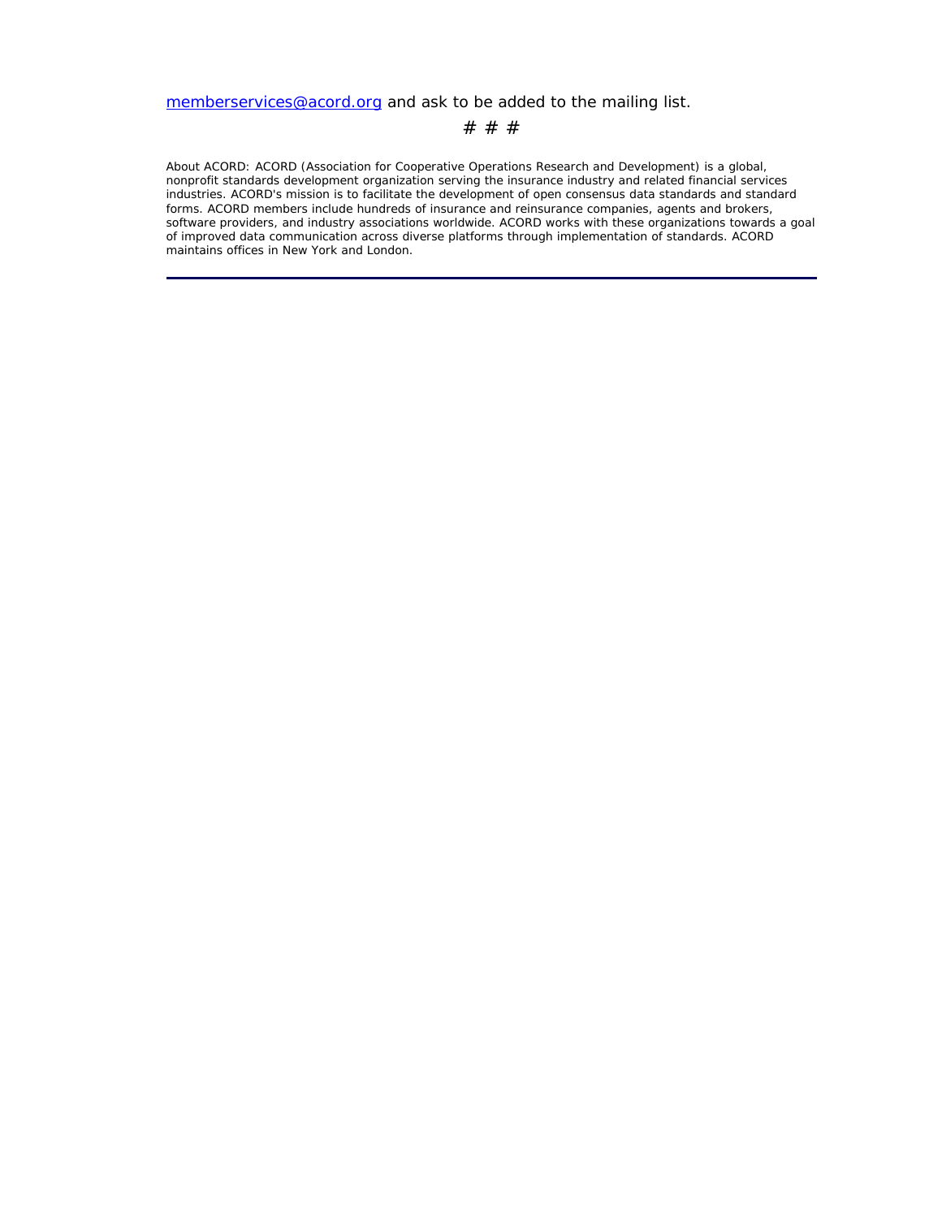memberservices@acord.org and ask to be added to the mailing list.

# # #

About ACORD: ACORD (Association for Cooperative Operations Research and Development) is a global, nonprofit standards development organization serving the insurance industry and related financial services industries. ACORD's mission is to facilitate the development of open consensus data standards and standard forms. ACORD members include hundreds of insurance and reinsurance companies, agents and brokers, software providers, and industry associations worldwide. ACORD works with these organizations towards a goal of improved data communication across diverse platforms through implementation of standards. ACORD maintains offices in New York and London.

---